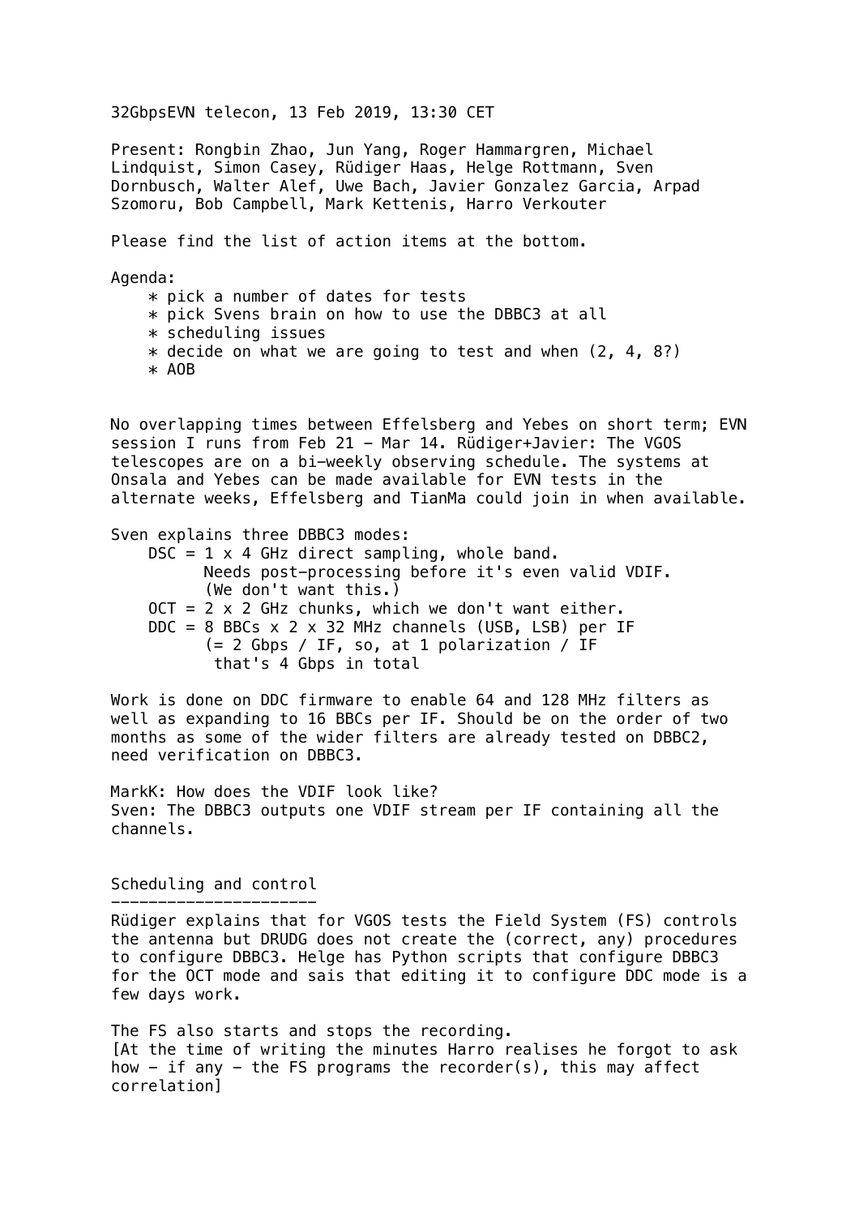32GbpsEVN telecon, 13 Feb 2019, 13:30 CET

Present: Rongbin Zhao, Jun Yang, Roger Hammargren, Michael Lindquist, Simon Casey, Rüdiger Haas, Helge Rottmann, Sven Dornbusch, Walter Alef, Uwe Bach, Javier Gonzalez Garcia, Arpad Szomoru, Bob Campbell, Mark Kettenis, Harro Verkouter

Please find the list of action items at the bottom.

Agenda:

* pick a number of dates for tests
* pick Svens brain on how to use the DBBC3 at all
* scheduling issues
* decide on what we are going to test and when (2, 4, 8?)
* AOB

No overlapping times between Effelsberg and Yebes on short term; EVN session I runs from Feb 21 - Mar 14. Rüdiger+Javier: The VGOS telescopes are on a bi-weekly observing schedule. The systems at Onsala and Yebes can be made available for EVN tests in the alternate weeks, Effelsberg and TianMa could join in when available.

Sven explains three DBBC3 modes:

```
DSC = 1 x 4 GHz direct sampling, whole band.
      Needs post-processing before it's even valid VDIF.
      (We don't want this.)
OCT = 2 x 2 GHz chunks, which we don't want either.
DDC = 8 BBCs x 2 x 32 MHz channels (USB, LSB) per IF
      (= 2 Gbps / IF, so, at 1 polarization / IF
       that's 4 Gbps in total
```

Work is done on DDC firmware to enable 64 and 128 MHz filters as well as expanding to 16 BBCs per IF. Should be on the order of two months as some of the wider filters are already tested on DBBC2, need verification on DBBC3.

MarkK: How does the VDIF look like?
Sven: The DBBC3 outputs one VDIF stream per IF containing all the channels.

## Scheduling and control

Rüdiger explains that for VGOS tests the Field System (FS) controls the antenna but DRUDG does not create the (correct, any) procedures to configure DBBC3. Helge has Python scripts that configure DBBC3 for the OCT mode and sais that editing it to configure DDC mode is a few days work.

The FS also starts and stops the recording.
[At the time of writing the minutes Harro realises he forgot to ask how - if any - the FS programs the recorder(s), this may affect correlation]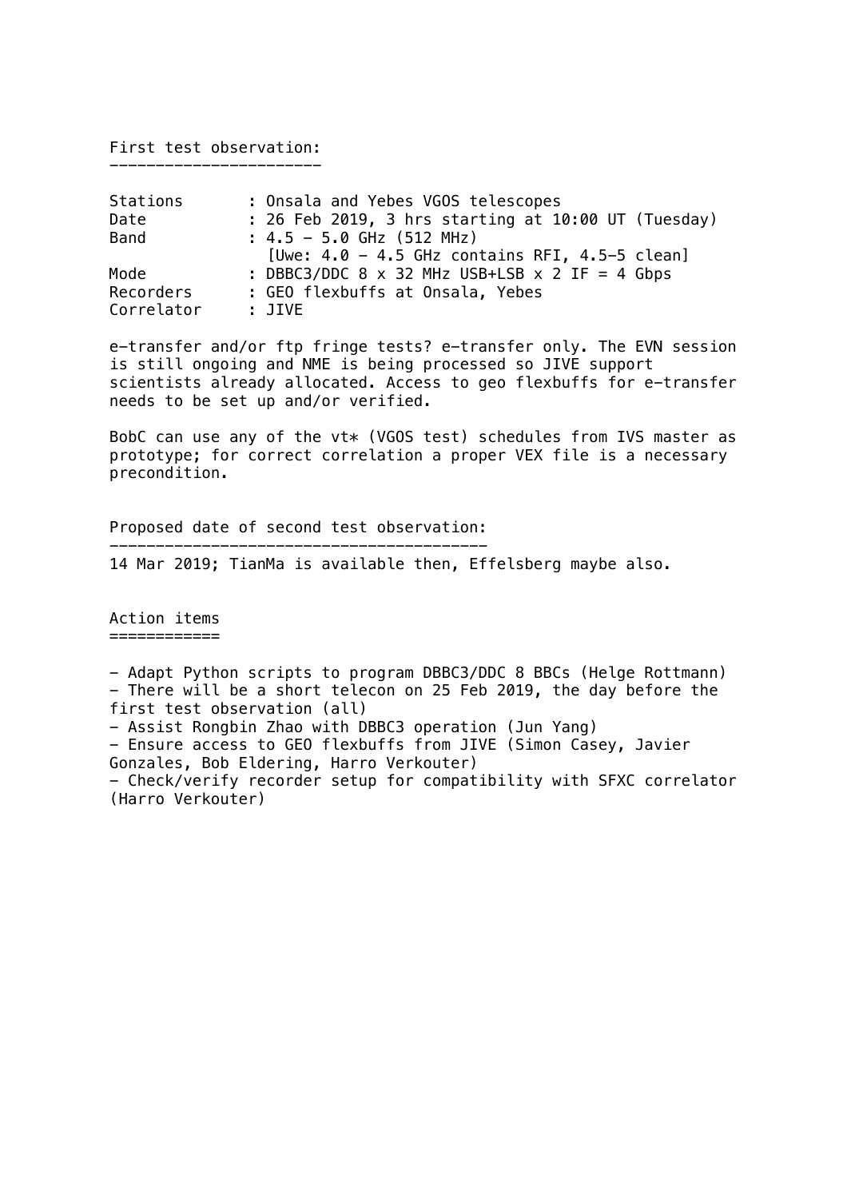## First test observation:

| | |
|---|---|
| Stations | : Onsala and Yebes VGOS telescopes |
| Date | : 26 Feb 2019, 3 hrs starting at 10:00 UT (Tuesday) |
| Band | : 4.5 - 5.0 GHz (512 MHz) [Uwe: 4.0 - 4.5 GHz contains RFI, 4.5-5 clean] |
| Mode | : DBBC3/DDC 8 x 32 MHz USB+LSB x 2 IF = 4 Gbps |
| Recorders | : GEO flexbuffs at Onsala, Yebes |
| Correlator | : JIVE |

e-transfer and/or ftp fringe tests? e-transfer only. The EVN session is still ongoing and NME is being processed so JIVE support scientists already allocated. Access to geo flexbuffs for e-transfer needs to be set up and/or verified.

BobC can use any of the vt* (VGOS test) schedules from IVS master as prototype; for correct correlation a proper VEX file is a necessary precondition.

## Proposed date of second test observation:

14 Mar 2019; TianMa is available then, Effelsberg maybe also.

# Action items

- Adapt Python scripts to program DBBC3/DDC 8 BBCs (Helge Rottmann)
- There will be a short telecon on 25 Feb 2019, the day before the first test observation (all)
- Assist Rongbin Zhao with DBBC3 operation (Jun Yang)
- Ensure access to GEO flexbuffs from JIVE (Simon Casey, Javier Gonzales, Bob Eldering, Harro Verkouter)
- Check/verify recorder setup for compatibility with SFXC correlator (Harro Verkouter)